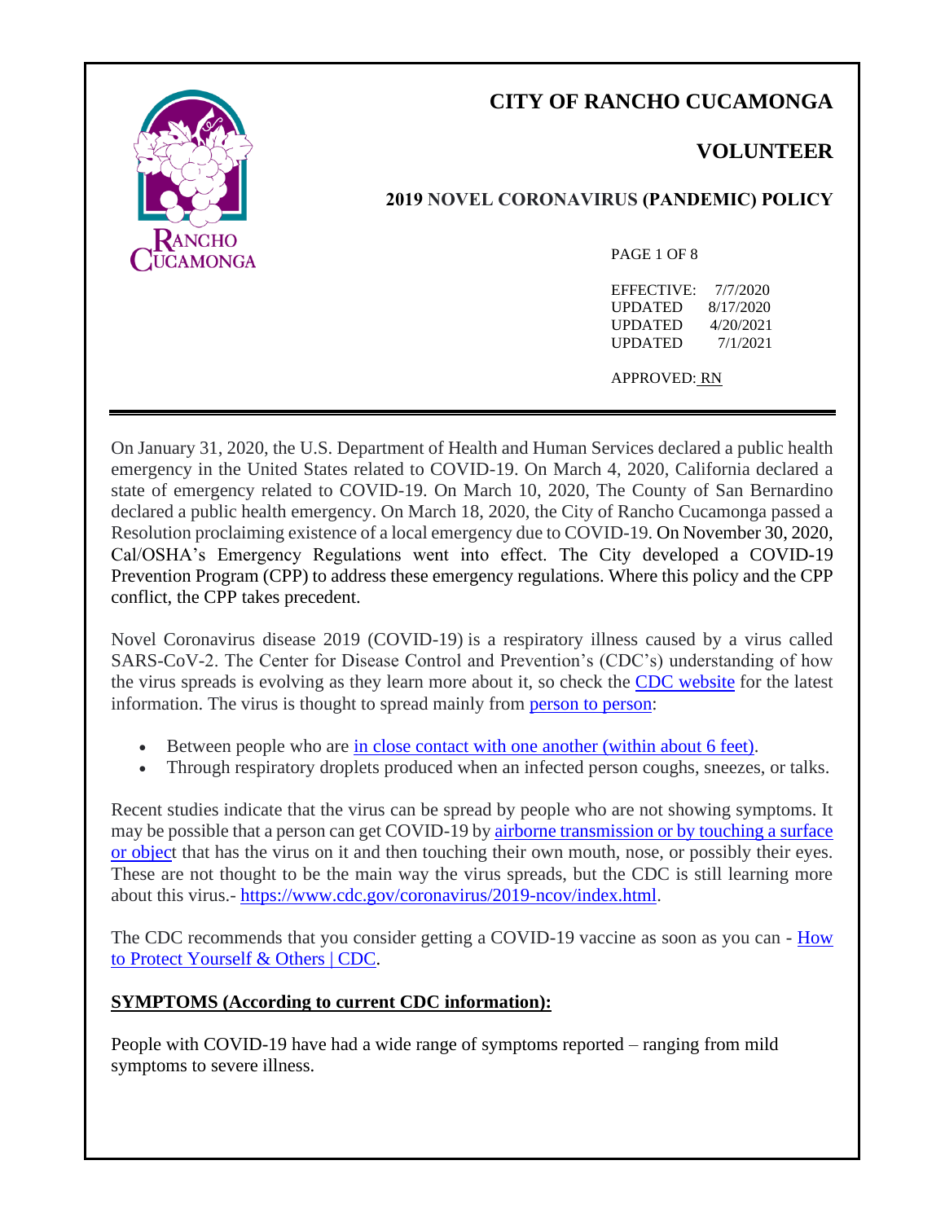# CITY OF RANCHO CUCAMONGA

## VOLUNTEER

### 2019 NOVEL CORONAVIRUS (PANDEMIC) POLICY

EFFECTIVE: 7/7/2020
UPDATED 8/17/2020
UPDATED 4/20/2021
UPDATED 7/1/2021

APPROVED: RN

On January 31, 2020, the U.S. Department of Health and Human Services declared a public health emergency in the United States related to COVID-19. On March 4, 2020, California declared a state of emergency related to COVID-19. On March 10, 2020, The County of San Bernardino declared a public health emergency. On March 18, 2020, the City of Rancho Cucamonga passed a Resolution proclaiming existence of a local emergency due to COVID-19. On November 30, 2020, Cal/OSHA's Emergency Regulations went into effect. The City developed a COVID-19 Prevention Program (CPP) to address these emergency regulations. Where this policy and the CPP conflict, the CPP takes precedent.

Novel Coronavirus disease 2019 (COVID-19) is a respiratory illness caused by a virus called SARS-CoV-2. The Center for Disease Control and Prevention's (CDC's) understanding of how the virus spreads is evolving as they learn more about it, so check the CDC website for the latest information. The virus is thought to spread mainly from person to person:

- Between people who are in close contact with one another (within about 6 feet).
- Through respiratory droplets produced when an infected person coughs, sneezes, or talks.

Recent studies indicate that the virus can be spread by people who are not showing symptoms. It may be possible that a person can get COVID-19 by airborne transmission or by touching a surface or object that has the virus on it and then touching their own mouth, nose, or possibly their eyes. These are not thought to be the main way the virus spreads, but the CDC is still learning more about this virus.- https://www.cdc.gov/coronavirus/2019-ncov/index.html.

The CDC recommends that you consider getting a COVID-19 vaccine as soon as you can - How to Protect Yourself & Others | CDC.

**SYMPTOMS (According to current CDC information):**

People with COVID-19 have had a wide range of symptoms reported – ranging from mild symptoms to severe illness.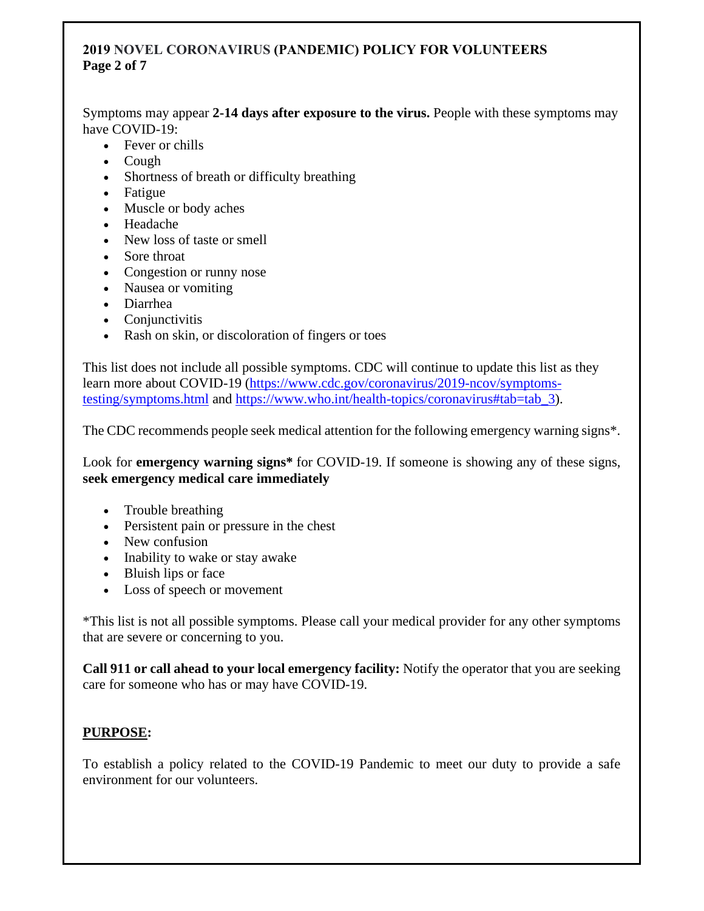Symptoms may appear **2-14 days after exposure to the virus.** People with these symptoms may have COVID-19:

- Fever or chills
- Cough
- Shortness of breath or difficulty breathing
- Fatigue
- Muscle or body aches
- Headache
- New loss of taste or smell
- Sore throat
- Congestion or runny nose
- Nausea or vomiting
- Diarrhea
- Conjunctivitis
- Rash on skin, or discoloration of fingers or toes

This list does not include all possible symptoms. CDC will continue to update this list as they learn more about COVID-19 (https://www.cdc.gov/coronavirus/2019-ncov/symptoms-testing/symptoms.html and https://www.who.int/health-topics/coronavirus#tab=tab_3).

The CDC recommends people seek medical attention for the following emergency warning signs*.

Look for **emergency warning signs*** for COVID-19. If someone is showing any of these signs, **seek emergency medical care immediately**

- Trouble breathing
- Persistent pain or pressure in the chest
- New confusion
- Inability to wake or stay awake
- Bluish lips or face
- Loss of speech or movement

*This list is not all possible symptoms. Please call your medical provider for any other symptoms that are severe or concerning to you.

**Call 911 or call ahead to your local emergency facility:** Notify the operator that you are seeking care for someone who has or may have COVID-19.

## PURPOSE:

To establish a policy related to the COVID-19 Pandemic to meet our duty to provide a safe environment for our volunteers.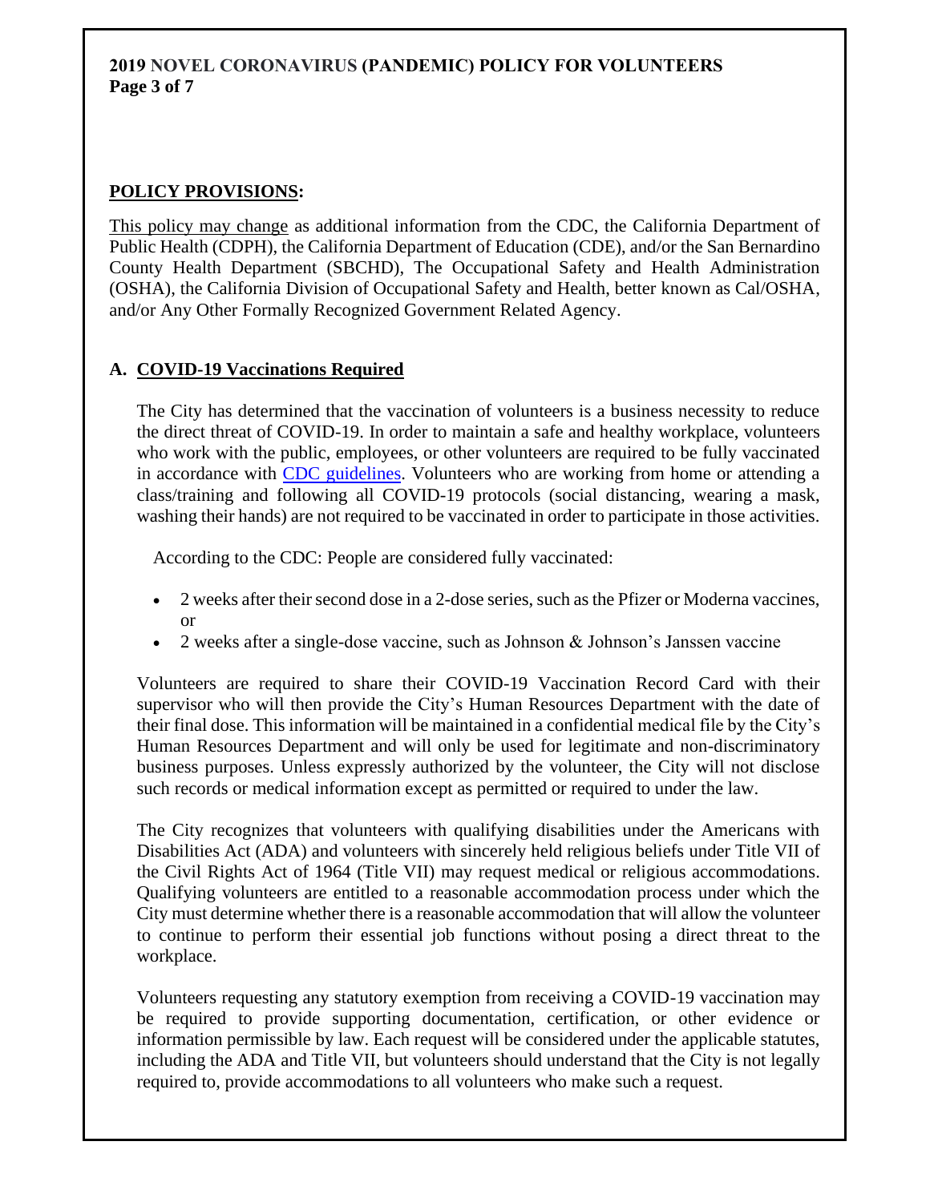## POLICY PROVISIONS:

This policy may change as additional information from the CDC, the California Department of Public Health (CDPH), the California Department of Education (CDE), and/or the San Bernardino County Health Department (SBCHD), The Occupational Safety and Health Administration (OSHA), the California Division of Occupational Safety and Health, better known as Cal/OSHA, and/or Any Other Formally Recognized Government Related Agency.

### A. COVID-19 Vaccinations Required

The City has determined that the vaccination of volunteers is a business necessity to reduce the direct threat of COVID-19. In order to maintain a safe and healthy workplace, volunteers who work with the public, employees, or other volunteers are required to be fully vaccinated in accordance with CDC guidelines. Volunteers who are working from home or attending a class/training and following all COVID-19 protocols (social distancing, wearing a mask, washing their hands) are not required to be vaccinated in order to participate in those activities.

According to the CDC: People are considered fully vaccinated:

- 2 weeks after their second dose in a 2-dose series, such as the Pfizer or Moderna vaccines, or
- 2 weeks after a single-dose vaccine, such as Johnson & Johnson's Janssen vaccine

Volunteers are required to share their COVID-19 Vaccination Record Card with their supervisor who will then provide the City's Human Resources Department with the date of their final dose. This information will be maintained in a confidential medical file by the City's Human Resources Department and will only be used for legitimate and non-discriminatory business purposes. Unless expressly authorized by the volunteer, the City will not disclose such records or medical information except as permitted or required to under the law.

The City recognizes that volunteers with qualifying disabilities under the Americans with Disabilities Act (ADA) and volunteers with sincerely held religious beliefs under Title VII of the Civil Rights Act of 1964 (Title VII) may request medical or religious accommodations. Qualifying volunteers are entitled to a reasonable accommodation process under which the City must determine whether there is a reasonable accommodation that will allow the volunteer to continue to perform their essential job functions without posing a direct threat to the workplace.

Volunteers requesting any statutory exemption from receiving a COVID-19 vaccination may be required to provide supporting documentation, certification, or other evidence or information permissible by law. Each request will be considered under the applicable statutes, including the ADA and Title VII, but volunteers should understand that the City is not legally required to, provide accommodations to all volunteers who make such a request.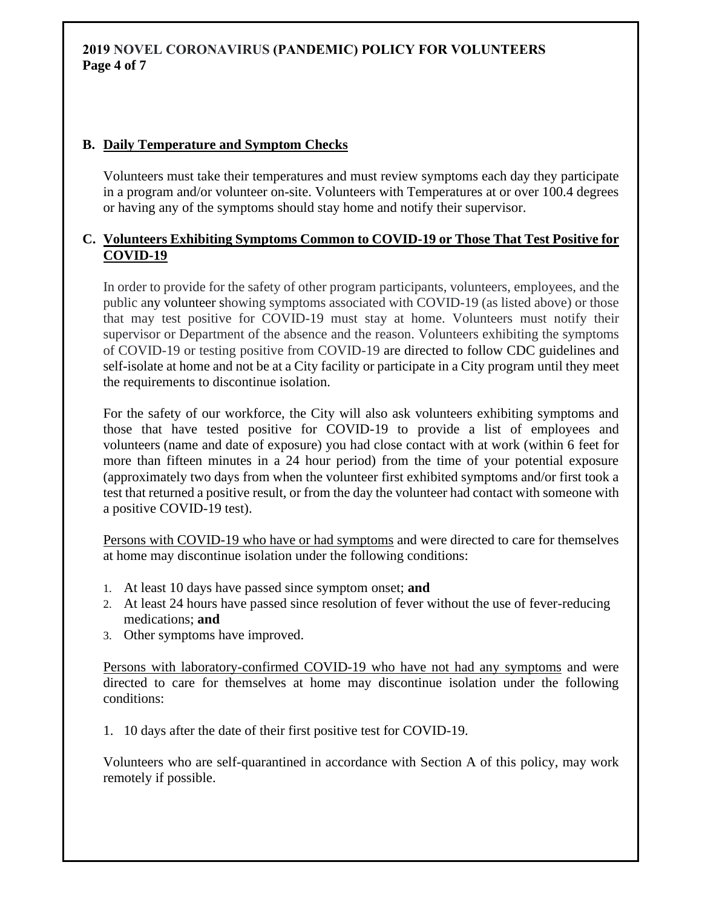## B. Daily Temperature and Symptom Checks

Volunteers must take their temperatures and must review symptoms each day they participate in a program and/or volunteer on-site. Volunteers with Temperatures at or over 100.4 degrees or having any of the symptoms should stay home and notify their supervisor.

## C. Volunteers Exhibiting Symptoms Common to COVID-19 or Those That Test Positive for COVID-19

In order to provide for the safety of other program participants, volunteers, employees, and the public any volunteer showing symptoms associated with COVID-19 (as listed above) or those that may test positive for COVID-19 must stay at home. Volunteers must notify their supervisor or Department of the absence and the reason. Volunteers exhibiting the symptoms of COVID-19 or testing positive from COVID-19 are directed to follow CDC guidelines and self-isolate at home and not be at a City facility or participate in a City program until they meet the requirements to discontinue isolation.

For the safety of our workforce, the City will also ask volunteers exhibiting symptoms and those that have tested positive for COVID-19 to provide a list of employees and volunteers (name and date of exposure) you had close contact with at work (within 6 feet for more than fifteen minutes in a 24 hour period) from the time of your potential exposure (approximately two days from when the volunteer first exhibited symptoms and/or first took a test that returned a positive result, or from the day the volunteer had contact with someone with a positive COVID-19 test).

Persons with COVID-19 who have or had symptoms and were directed to care for themselves at home may discontinue isolation under the following conditions:

1. At least 10 days have passed since symptom onset; **and**
2. At least 24 hours have passed since resolution of fever without the use of fever-reducing medications; **and**
3. Other symptoms have improved.

Persons with laboratory-confirmed COVID-19 who have not had any symptoms and were directed to care for themselves at home may discontinue isolation under the following conditions:

1. 10 days after the date of their first positive test for COVID-19.

Volunteers who are self-quarantined in accordance with Section A of this policy, may work remotely if possible.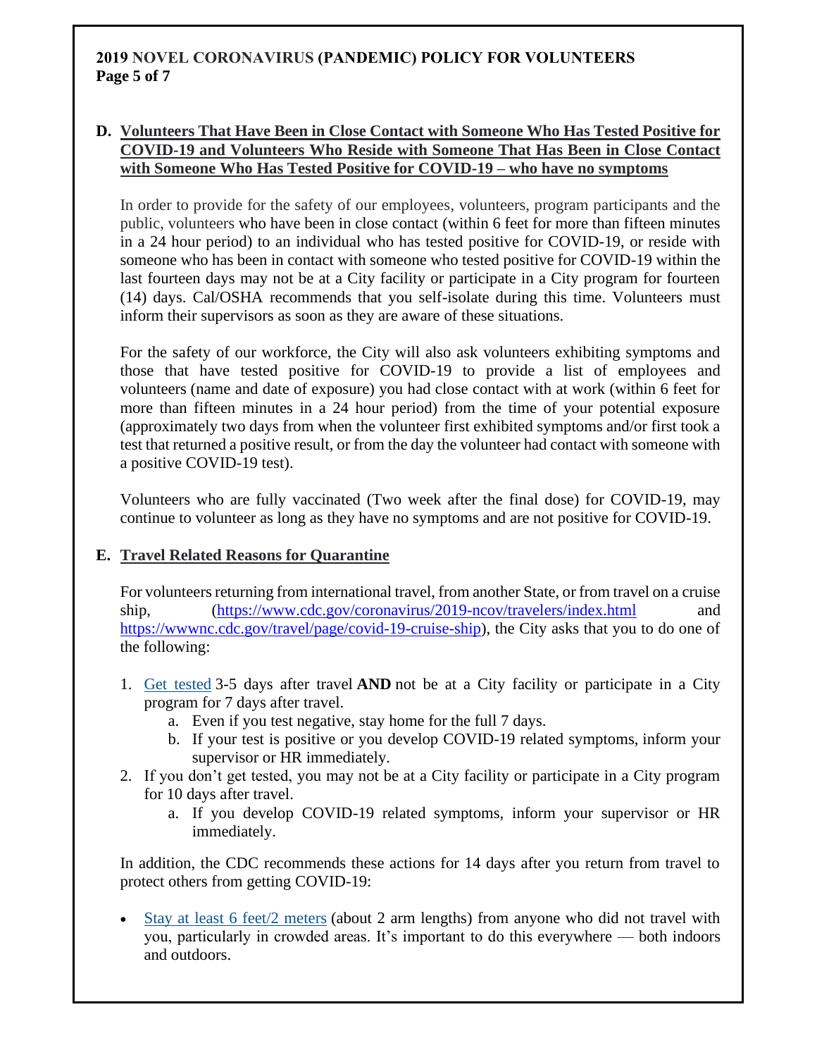## D. Volunteers That Have Been in Close Contact with Someone Who Has Tested Positive for COVID-19 and Volunteers Who Reside with Someone That Has Been in Close Contact with Someone Who Has Tested Positive for COVID-19 – who have no symptoms

In order to provide for the safety of our employees, volunteers, program participants and the public, volunteers who have been in close contact (within 6 feet for more than fifteen minutes in a 24 hour period) to an individual who has tested positive for COVID-19, or reside with someone who has been in contact with someone who tested positive for COVID-19 within the last fourteen days may not be at a City facility or participate in a City program for fourteen (14) days. Cal/OSHA recommends that you self-isolate during this time. Volunteers must inform their supervisors as soon as they are aware of these situations.

For the safety of our workforce, the City will also ask volunteers exhibiting symptoms and those that have tested positive for COVID-19 to provide a list of employees and volunteers (name and date of exposure) you had close contact with at work (within 6 feet for more than fifteen minutes in a 24 hour period) from the time of your potential exposure (approximately two days from when the volunteer first exhibited symptoms and/or first took a test that returned a positive result, or from the day the volunteer had contact with someone with a positive COVID-19 test).

Volunteers who are fully vaccinated (Two week after the final dose) for COVID-19, may continue to volunteer as long as they have no symptoms and are not positive for COVID-19.

## E. Travel Related Reasons for Quarantine

For volunteers returning from international travel, from another State, or from travel on a cruise ship, (https://www.cdc.gov/coronavirus/2019-ncov/travelers/index.html and https://wwwnc.cdc.gov/travel/page/covid-19-cruise-ship), the City asks that you to do one of the following:

1. Get tested 3-5 days after travel **AND** not be at a City facility or participate in a City program for 7 days after travel.
   a. Even if you test negative, stay home for the full 7 days.
   b. If your test is positive or you develop COVID-19 related symptoms, inform your supervisor or HR immediately.
2. If you don't get tested, you may not be at a City facility or participate in a City program for 10 days after travel.
   a. If you develop COVID-19 related symptoms, inform your supervisor or HR immediately.

In addition, the CDC recommends these actions for 14 days after you return from travel to protect others from getting COVID-19:

- Stay at least 6 feet/2 meters (about 2 arm lengths) from anyone who did not travel with you, particularly in crowded areas. It's important to do this everywhere — both indoors and outdoors.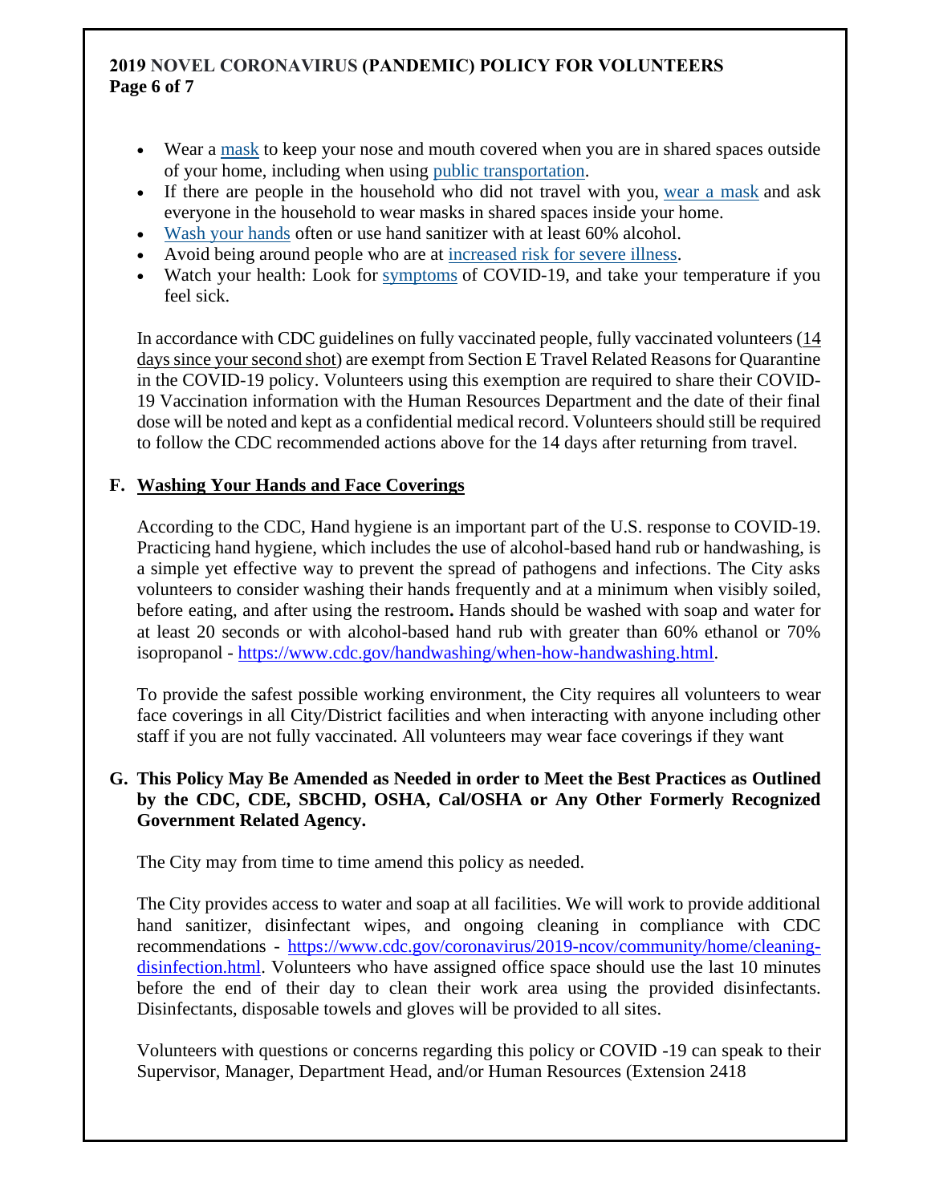- Wear a mask to keep your nose and mouth covered when you are in shared spaces outside of your home, including when using public transportation.
- If there are people in the household who did not travel with you, wear a mask and ask everyone in the household to wear masks in shared spaces inside your home.
- Wash your hands often or use hand sanitizer with at least 60% alcohol.
- Avoid being around people who are at increased risk for severe illness.
- Watch your health: Look for symptoms of COVID-19, and take your temperature if you feel sick.

In accordance with CDC guidelines on fully vaccinated people, fully vaccinated volunteers (14 days since your second shot) are exempt from Section E Travel Related Reasons for Quarantine in the COVID-19 policy. Volunteers using this exemption are required to share their COVID-19 Vaccination information with the Human Resources Department and the date of their final dose will be noted and kept as a confidential medical record. Volunteers should still be required to follow the CDC recommended actions above for the 14 days after returning from travel.

## F. Washing Your Hands and Face Coverings

According to the CDC, Hand hygiene is an important part of the U.S. response to COVID-19. Practicing hand hygiene, which includes the use of alcohol-based hand rub or handwashing, is a simple yet effective way to prevent the spread of pathogens and infections. The City asks volunteers to consider washing their hands frequently and at a minimum when visibly soiled, before eating, and after using the restroom**.** Hands should be washed with soap and water for at least 20 seconds or with alcohol-based hand rub with greater than 60% ethanol or 70% isopropanol - https://www.cdc.gov/handwashing/when-how-handwashing.html.

To provide the safest possible working environment, the City requires all volunteers to wear face coverings in all City/District facilities and when interacting with anyone including other staff if you are not fully vaccinated. All volunteers may wear face coverings if they want

## G. This Policy May Be Amended as Needed in order to Meet the Best Practices as Outlined by the CDC, CDE, SBCHD, OSHA, Cal/OSHA or Any Other Formerly Recognized Government Related Agency.

The City may from time to time amend this policy as needed.

The City provides access to water and soap at all facilities. We will work to provide additional hand sanitizer, disinfectant wipes, and ongoing cleaning in compliance with CDC recommendations - https://www.cdc.gov/coronavirus/2019-ncov/community/home/cleaning-disinfection.html. Volunteers who have assigned office space should use the last 10 minutes before the end of their day to clean their work area using the provided disinfectants. Disinfectants, disposable towels and gloves will be provided to all sites.

Volunteers with questions or concerns regarding this policy or COVID -19 can speak to their Supervisor, Manager, Department Head, and/or Human Resources (Extension 2418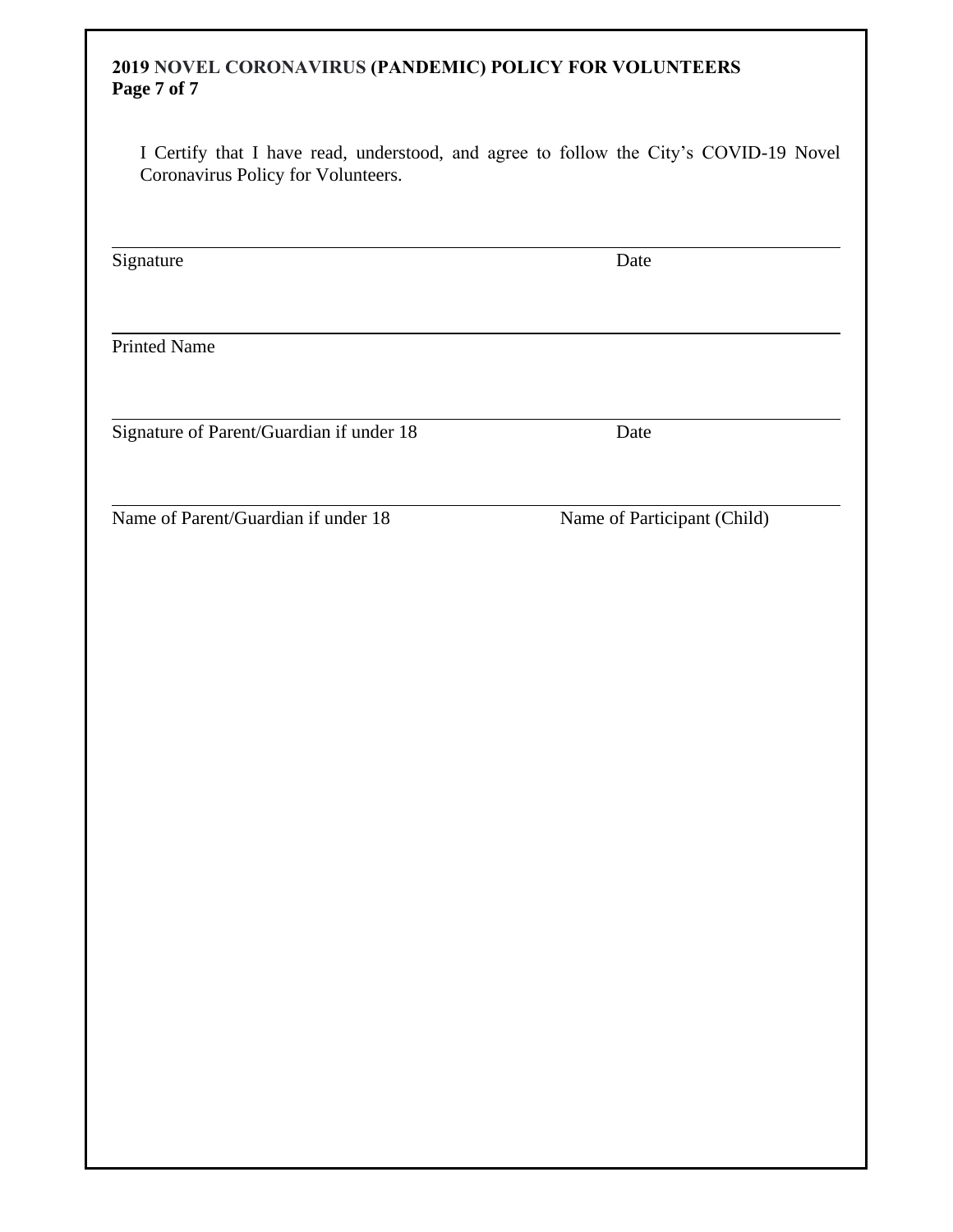I Certify that I have read, understood, and agree to follow the City's COVID-19 Novel Coronavirus Policy for Volunteers.

\_\_\_\_\_\_\_\_\_\_\_\_\_\_\_\_\_\_\_\_\_\_\_\_\_\_\_\_\_\_\_\_\_\_\_\_\_\_\_\_\_\_\_\_\_\_\_\_\_\_\_\_\_\_\_\_\_\_\_\_

Signature                                                                 Date

\_\_\_\_\_\_\_\_\_\_\_\_\_\_\_\_\_\_\_\_\_\_\_\_\_\_\_\_\_\_\_\_\_\_\_\_\_\_\_\_\_\_\_\_\_\_\_\_\_\_\_\_\_\_\_\_\_\_\_\_

Printed Name

\_\_\_\_\_\_\_\_\_\_\_\_\_\_\_\_\_\_\_\_\_\_\_\_\_\_\_\_\_\_\_\_\_\_\_\_\_\_\_\_\_\_\_\_\_\_\_\_\_\_\_\_\_\_\_\_\_\_\_\_

Signature of Parent/Guardian if under 18                                 Date

\_\_\_\_\_\_\_\_\_\_\_\_\_\_\_\_\_\_\_\_\_\_\_\_\_\_\_\_\_\_\_\_\_\_\_\_\_\_\_\_\_\_\_\_\_\_\_\_\_\_\_\_\_\_\_\_\_\_\_\_

Name of Parent/Guardian if under 18                                 Name of Participant (Child)